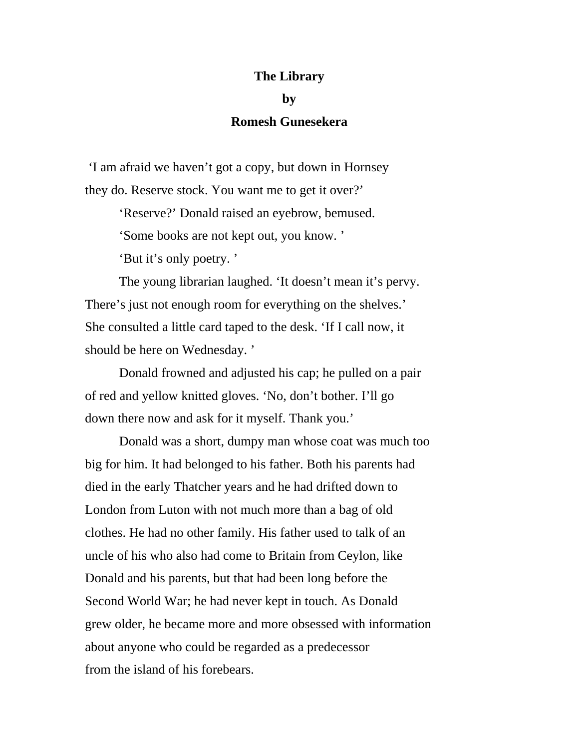# The Library

**by**

**Romesh Gunesekera**

'I am afraid we haven't got a copy, but down in Hornsey they do. Reserve stock. You want me to get it over?'

'Reserve?' Donald raised an eyebrow, bemused.

'Some books are not kept out, you know. '

'But it's only poetry. '

The young librarian laughed. 'It doesn't mean it's pervy. There's just not enough room for everything on the shelves.' She consulted a little card taped to the desk. 'If I call now, it should be here on Wednesday. '

Donald frowned and adjusted his cap; he pulled on a pair of red and yellow knitted gloves. 'No, don't bother. I'll go down there now and ask for it myself. Thank you.'

Donald was a short, dumpy man whose coat was much too big for him. It had belonged to his father. Both his parents had died in the early Thatcher years and he had drifted down to London from Luton with not much more than a bag of old clothes. He had no other family. His father used to talk of an uncle of his who also had come to Britain from Ceylon, like Donald and his parents, but that had been long before the Second World War; he had never kept in touch. As Donald grew older, he became more and more obsessed with information about anyone who could be regarded as a predecessor from the island of his forebears.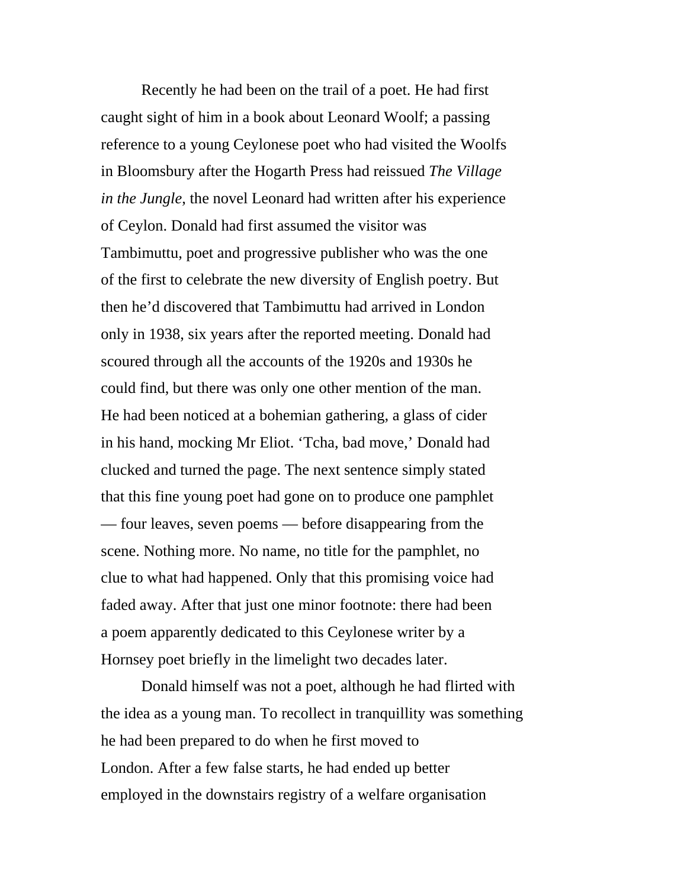Recently he had been on the trail of a poet. He had first caught sight of him in a book about Leonard Woolf; a passing reference to a young Ceylonese poet who had visited the Woolfs in Bloomsbury after the Hogarth Press had reissued *The Village in the Jungle*, the novel Leonard had written after his experience of Ceylon. Donald had first assumed the visitor was Tambimuttu, poet and progressive publisher who was the one of the first to celebrate the new diversity of English poetry. But then he'd discovered that Tambimuttu had arrived in London only in 1938, six years after the reported meeting. Donald had scoured through all the accounts of the 1920s and 1930s he could find, but there was only one other mention of the man. He had been noticed at a bohemian gathering, a glass of cider in his hand, mocking Mr Eliot. 'Tcha, bad move,' Donald had clucked and turned the page. The next sentence simply stated that this fine young poet had gone on to produce one pamphlet — four leaves, seven poems — before disappearing from the scene. Nothing more. No name, no title for the pamphlet, no clue to what had happened. Only that this promising voice had faded away. After that just one minor footnote: there had been a poem apparently dedicated to this Ceylonese writer by a Hornsey poet briefly in the limelight two decades later.

Donald himself was not a poet, although he had flirted with the idea as a young man. To recollect in tranquillity was something he had been prepared to do when he first moved to London. After a few false starts, he had ended up better employed in the downstairs registry of a welfare organisation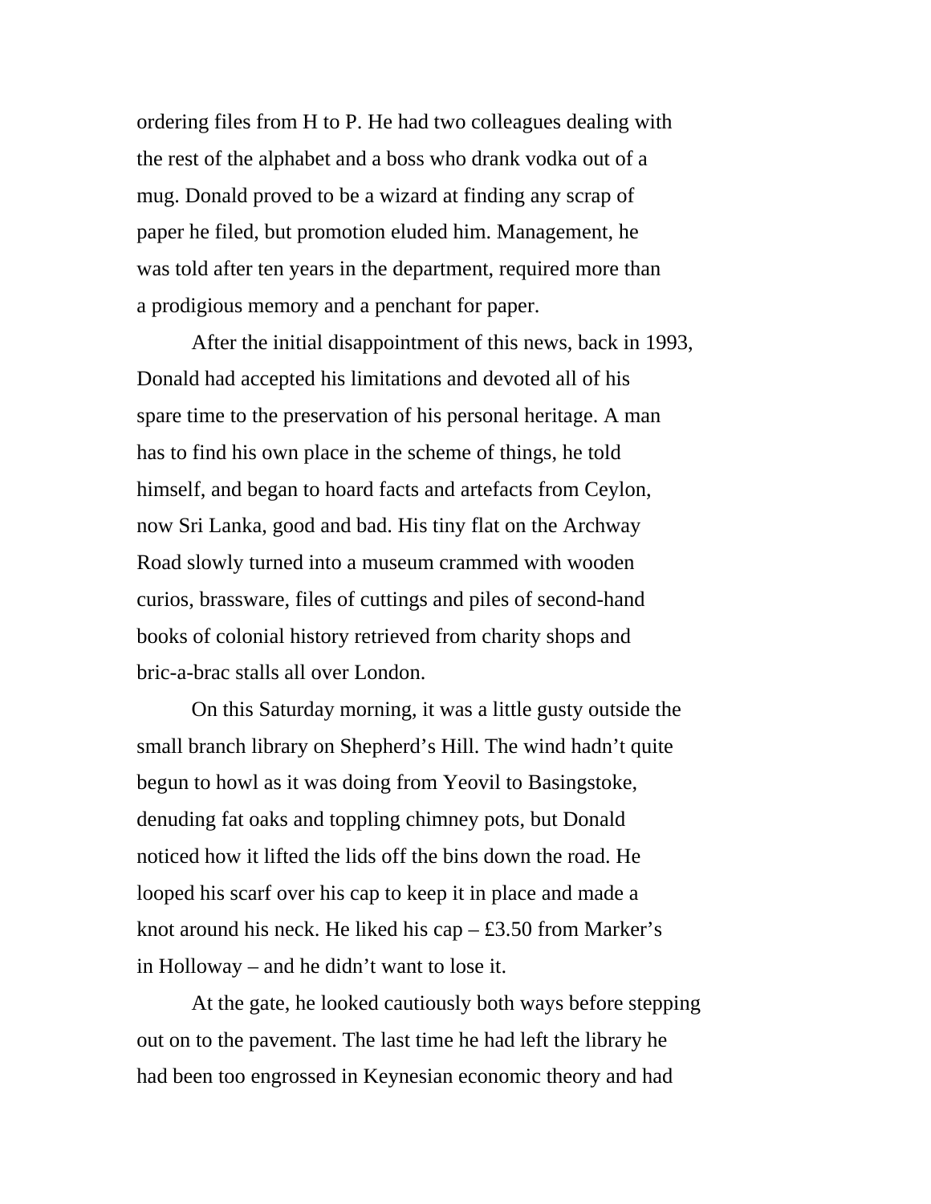ordering files from H to P. He had two colleagues dealing with the rest of the alphabet and a boss who drank vodka out of a mug. Donald proved to be a wizard at finding any scrap of paper he filed, but promotion eluded him. Management, he was told after ten years in the department, required more than a prodigious memory and a penchant for paper.

After the initial disappointment of this news, back in 1993, Donald had accepted his limitations and devoted all of his spare time to the preservation of his personal heritage. A man has to find his own place in the scheme of things, he told himself, and began to hoard facts and artefacts from Ceylon, now Sri Lanka, good and bad. His tiny flat on the Archway Road slowly turned into a museum crammed with wooden curios, brassware, files of cuttings and piles of second-hand books of colonial history retrieved from charity shops and bric-a-brac stalls all over London.

On this Saturday morning, it was a little gusty outside the small branch library on Shepherd's Hill. The wind hadn't quite begun to howl as it was doing from Yeovil to Basingstoke, denuding fat oaks and toppling chimney pots, but Donald noticed how it lifted the lids off the bins down the road. He looped his scarf over his cap to keep it in place and made a knot around his neck. He liked his cap – £3.50 from Marker's in Holloway – and he didn't want to lose it.

At the gate, he looked cautiously both ways before stepping out on to the pavement. The last time he had left the library he had been too engrossed in Keynesian economic theory and had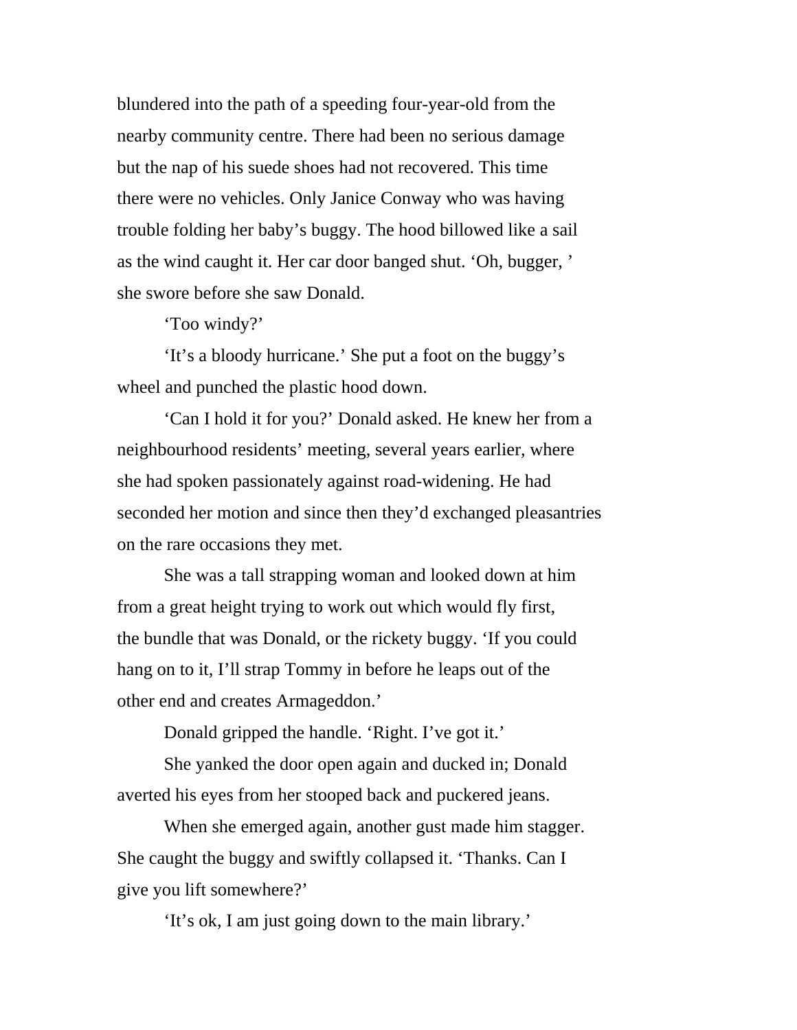blundered into the path of a speeding four-year-old from the nearby community centre. There had been no serious damage but the nap of his suede shoes had not recovered. This time there were no vehicles. Only Janice Conway who was having trouble folding her baby's buggy. The hood billowed like a sail as the wind caught it. Her car door banged shut. 'Oh, bugger, ' she swore before she saw Donald.

'Too windy?'

'It's a bloody hurricane.' She put a foot on the buggy's wheel and punched the plastic hood down.

'Can I hold it for you?' Donald asked. He knew her from a neighbourhood residents' meeting, several years earlier, where she had spoken passionately against road-widening. He had seconded her motion and since then they'd exchanged pleasantries on the rare occasions they met.

She was a tall strapping woman and looked down at him from a great height trying to work out which would fly first, the bundle that was Donald, or the rickety buggy. 'If you could hang on to it, I'll strap Tommy in before he leaps out of the other end and creates Armageddon.'

Donald gripped the handle. 'Right. I've got it.'

She yanked the door open again and ducked in; Donald averted his eyes from her stooped back and puckered jeans.

When she emerged again, another gust made him stagger. She caught the buggy and swiftly collapsed it. 'Thanks. Can I give you lift somewhere?'

'It's ok, I am just going down to the main library.'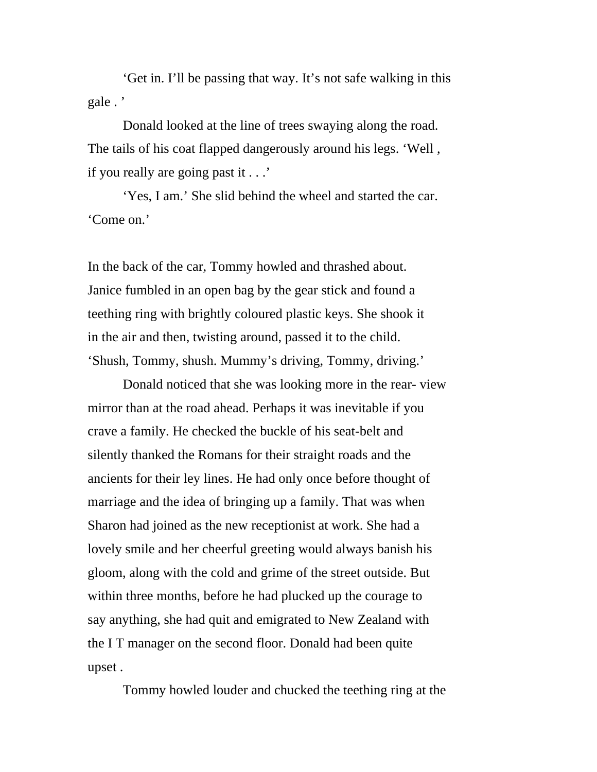'Get in. I'll be passing that way. It's not safe walking in this gale . '

Donald looked at the line of trees swaying along the road. The tails of his coat flapped dangerously around his legs. 'Well , if you really are going past it . . .'

'Yes, I am.' She slid behind the wheel and started the car. 'Come on.'

In the back of the car, Tommy howled and thrashed about. Janice fumbled in an open bag by the gear stick and found a teething ring with brightly coloured plastic keys. She shook it in the air and then, twisting around, passed it to the child. 'Shush, Tommy, shush. Mummy's driving, Tommy, driving.'

Donald noticed that she was looking more in the rear- view mirror than at the road ahead. Perhaps it was inevitable if you crave a family. He checked the buckle of his seat-belt and silently thanked the Romans for their straight roads and the ancients for their ley lines. He had only once before thought of marriage and the idea of bringing up a family. That was when Sharon had joined as the new receptionist at work. She had a lovely smile and her cheerful greeting would always banish his gloom, along with the cold and grime of the street outside. But within three months, before he had plucked up the courage to say anything, she had quit and emigrated to New Zealand with the I T manager on the second floor. Donald had been quite upset .

Tommy howled louder and chucked the teething ring at the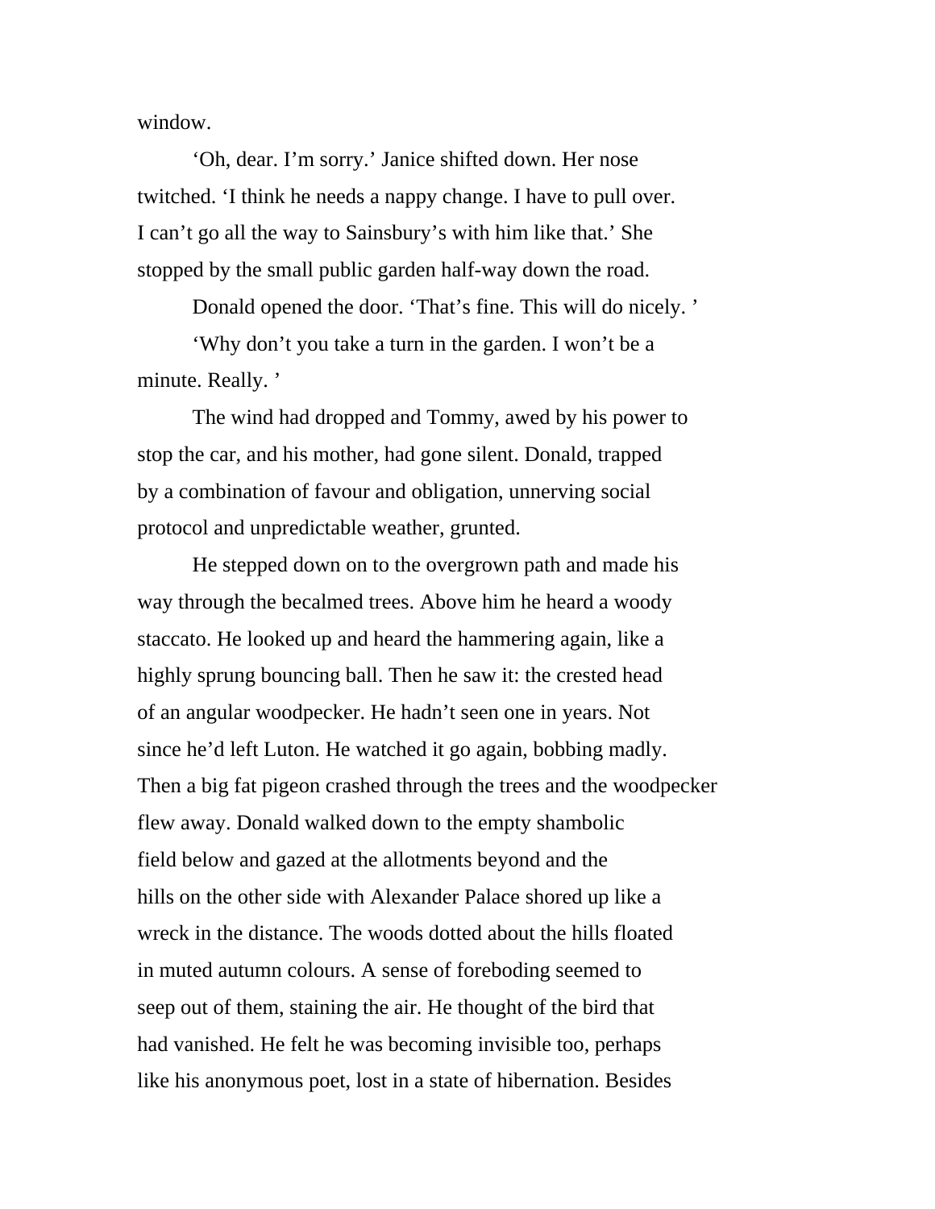window.

'Oh, dear. I'm sorry.' Janice shifted down. Her nose twitched. 'I think he needs a nappy change. I have to pull over. I can't go all the way to Sainsbury's with him like that.' She stopped by the small public garden half-way down the road.

Donald opened the door. 'That's fine. This will do nicely. '

'Why don't you take a turn in the garden. I won't be a minute. Really. '

The wind had dropped and Tommy, awed by his power to stop the car, and his mother, had gone silent. Donald, trapped by a combination of favour and obligation, unnerving social protocol and unpredictable weather, grunted.

He stepped down on to the overgrown path and made his way through the becalmed trees. Above him he heard a woody staccato. He looked up and heard the hammering again, like a highly sprung bouncing ball. Then he saw it: the crested head of an angular woodpecker. He hadn't seen one in years. Not since he'd left Luton. He watched it go again, bobbing madly. Then a big fat pigeon crashed through the trees and the woodpecker flew away. Donald walked down to the empty shambolic field below and gazed at the allotments beyond and the hills on the other side with Alexander Palace shored up like a wreck in the distance. The woods dotted about the hills floated in muted autumn colours. A sense of foreboding seemed to seep out of them, staining the air. He thought of the bird that had vanished. He felt he was becoming invisible too, perhaps like his anonymous poet, lost in a state of hibernation. Besides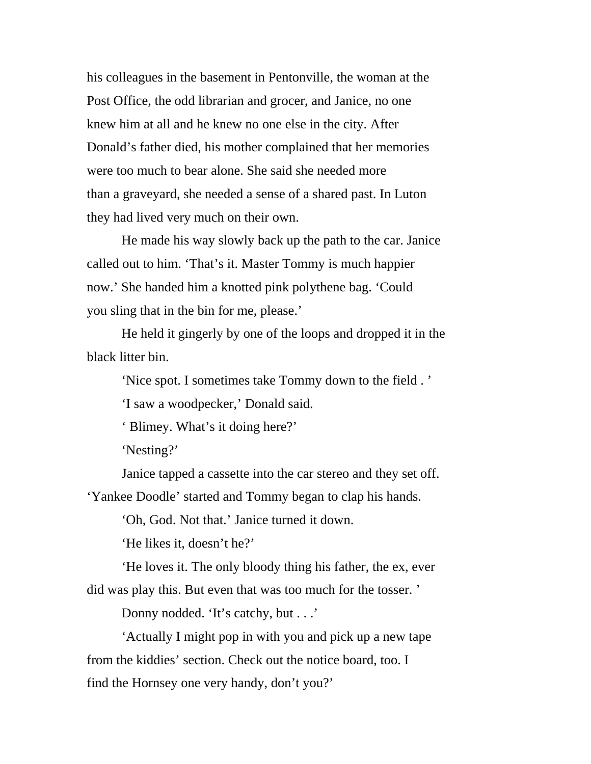his colleagues in the basement in Pentonville, the woman at the Post Office, the odd librarian and grocer, and Janice, no one knew him at all and he knew no one else in the city. After Donald's father died, his mother complained that her memories were too much to bear alone. She said she needed more than a graveyard, she needed a sense of a shared past. In Luton they had lived very much on their own.

He made his way slowly back up the path to the car. Janice called out to him. 'That's it. Master Tommy is much happier now.' She handed him a knotted pink polythene bag. 'Could you sling that in the bin for me, please.'

He held it gingerly by one of the loops and dropped it in the black litter bin.

'Nice spot. I sometimes take Tommy down to the field . '

'I saw a woodpecker,' Donald said.

' Blimey. What's it doing here?'

'Nesting?'

Janice tapped a cassette into the car stereo and they set off. 'Yankee Doodle' started and Tommy began to clap his hands.

'Oh, God. Not that.' Janice turned it down.

'He likes it, doesn't he?'

'He loves it. The only bloody thing his father, the ex, ever did was play this. But even that was too much for the tosser. '

Donny nodded. 'It's catchy, but . . .'

'Actually I might pop in with you and pick up a new tape from the kiddies' section. Check out the notice board, too. I find the Hornsey one very handy, don't you?'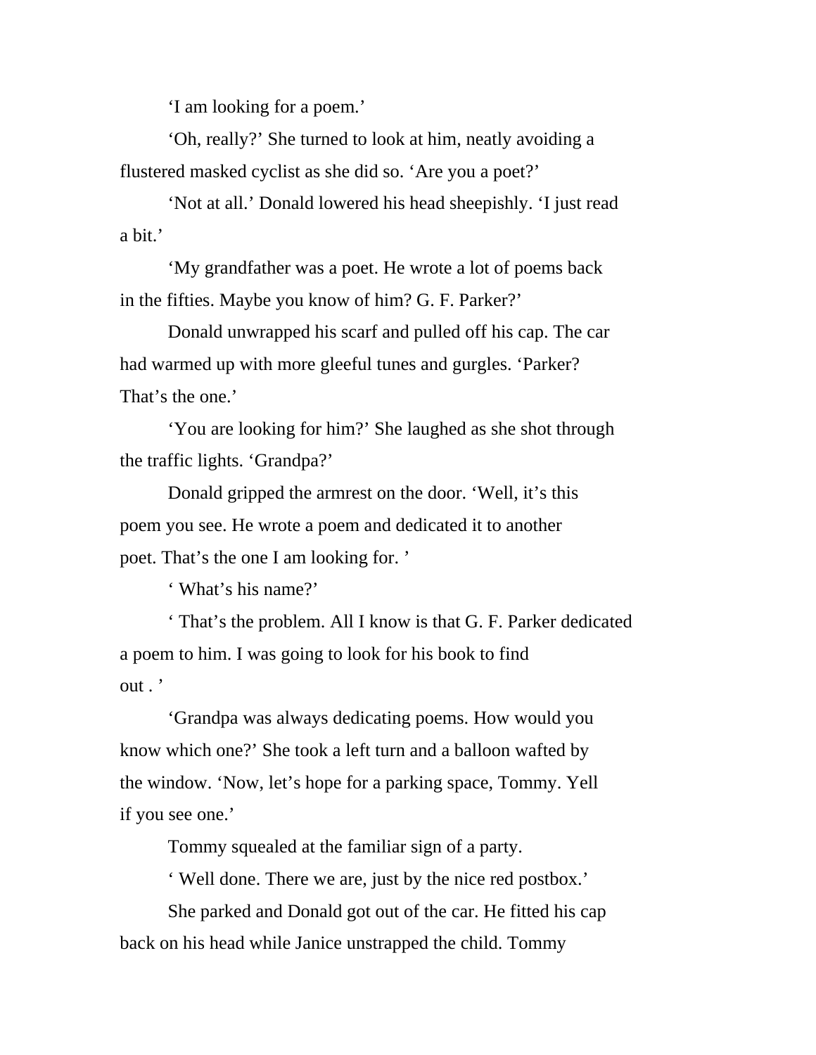'I am looking for a poem.'

'Oh, really?' She turned to look at him, neatly avoiding a flustered masked cyclist as she did so. 'Are you a poet?'

'Not at all.' Donald lowered his head sheepishly. 'I just read a bit.'

'My grandfather was a poet. He wrote a lot of poems back in the fifties. Maybe you know of him? G. F. Parker?'

Donald unwrapped his scarf and pulled off his cap. The car had warmed up with more gleeful tunes and gurgles. 'Parker? That's the one.'

'You are looking for him?' She laughed as she shot through the traffic lights. 'Grandpa?'

Donald gripped the armrest on the door. 'Well, it's this poem you see. He wrote a poem and dedicated it to another poet. That's the one I am looking for. '

' What's his name?'

' That's the problem. All I know is that G. F. Parker dedicated a poem to him. I was going to look for his book to find out . '

'Grandpa was always dedicating poems. How would you know which one?' She took a left turn and a balloon wafted by the window. 'Now, let's hope for a parking space, Tommy. Yell if you see one.'

Tommy squealed at the familiar sign of a party.

' Well done. There we are, just by the nice red postbox.'

She parked and Donald got out of the car. He fitted his cap back on his head while Janice unstrapped the child. Tommy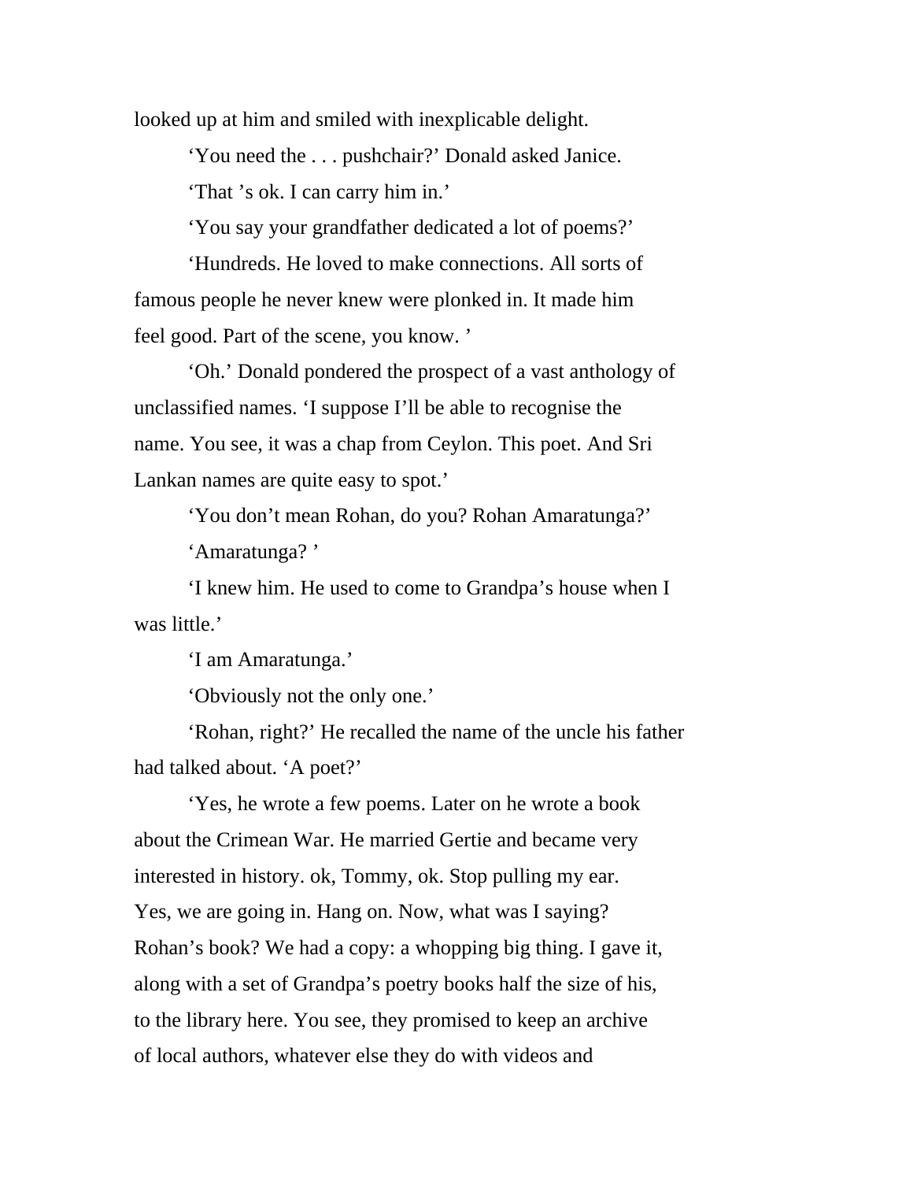looked up at him and smiled with inexplicable delight.

‘You need the . . . pushchair?’ Donald asked Janice.

‘That ’s ok. I can carry him in.’

‘You say your grandfather dedicated a lot of poems?’

‘Hundreds. He loved to make connections. All sorts of famous people he never knew were plonked in. It made him feel good. Part of the scene, you know. ’

‘Oh.’ Donald pondered the prospect of a vast anthology of unclassified names. ‘I suppose I’ll be able to recognise the name. You see, it was a chap from Ceylon. This poet. And Sri Lankan names are quite easy to spot.’

‘You don’t mean Rohan, do you? Rohan Amaratunga?’

‘Amaratunga? ’

‘I knew him. He used to come to Grandpa’s house when I was little.’

‘I am Amaratunga.’

‘Obviously not the only one.’

‘Rohan, right?’ He recalled the name of the uncle his father had talked about. ‘A poet?’

‘Yes, he wrote a few poems. Later on he wrote a book about the Crimean War. He married Gertie and became very interested in history. ok, Tommy, ok. Stop pulling my ear. Yes, we are going in. Hang on. Now, what was I saying? Rohan’s book? We had a copy: a whopping big thing. I gave it, along with a set of Grandpa’s poetry books half the size of his, to the library here. You see, they promised to keep an archive of local authors, whatever else they do with videos and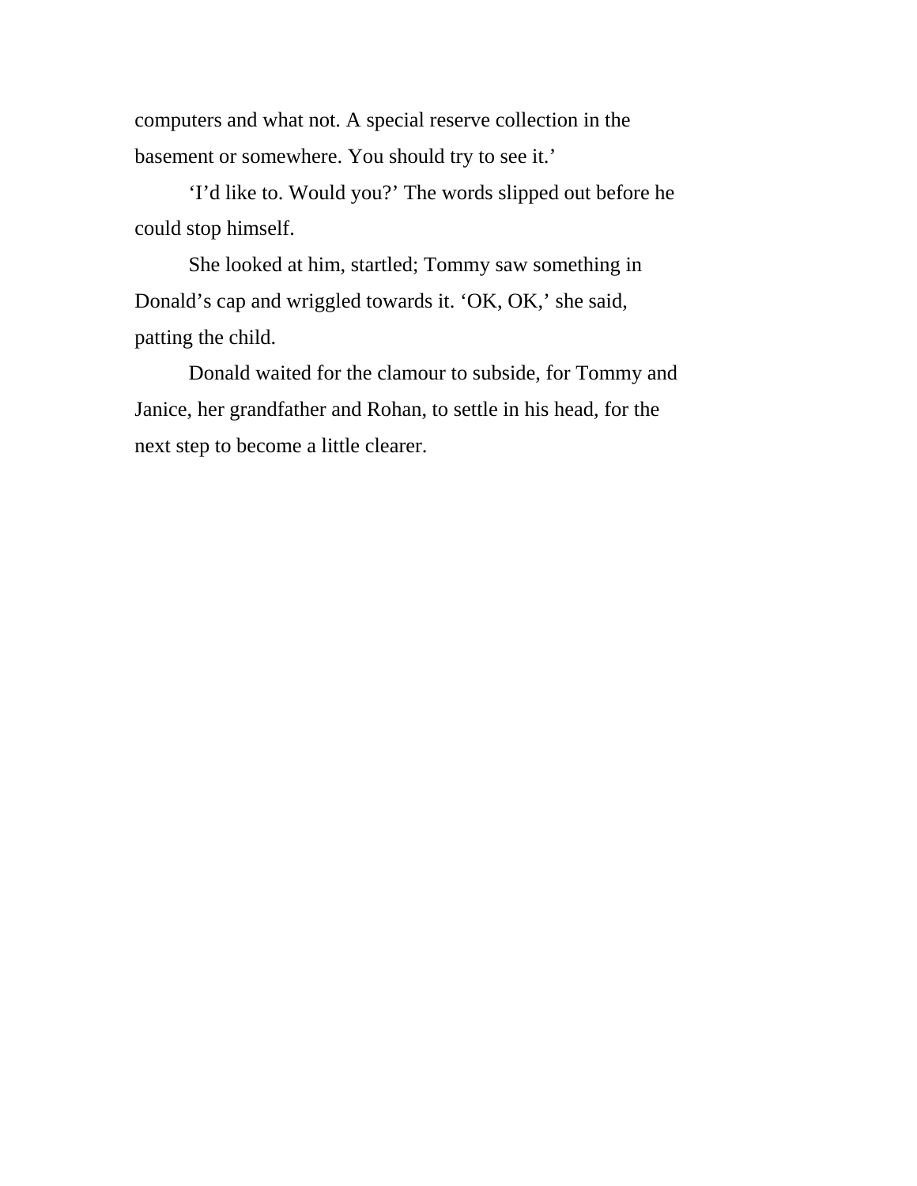computers and what not. A special reserve collection in the basement or somewhere. You should try to see it.’

‘I’d like to. Would you?’ The words slipped out before he could stop himself.

She looked at him, startled; Tommy saw something in Donald’s cap and wriggled towards it. ‘OK, OK,’ she said, patting the child.

Donald waited for the clamour to subside, for Tommy and Janice, her grandfather and Rohan, to settle in his head, for the next step to become a little clearer.